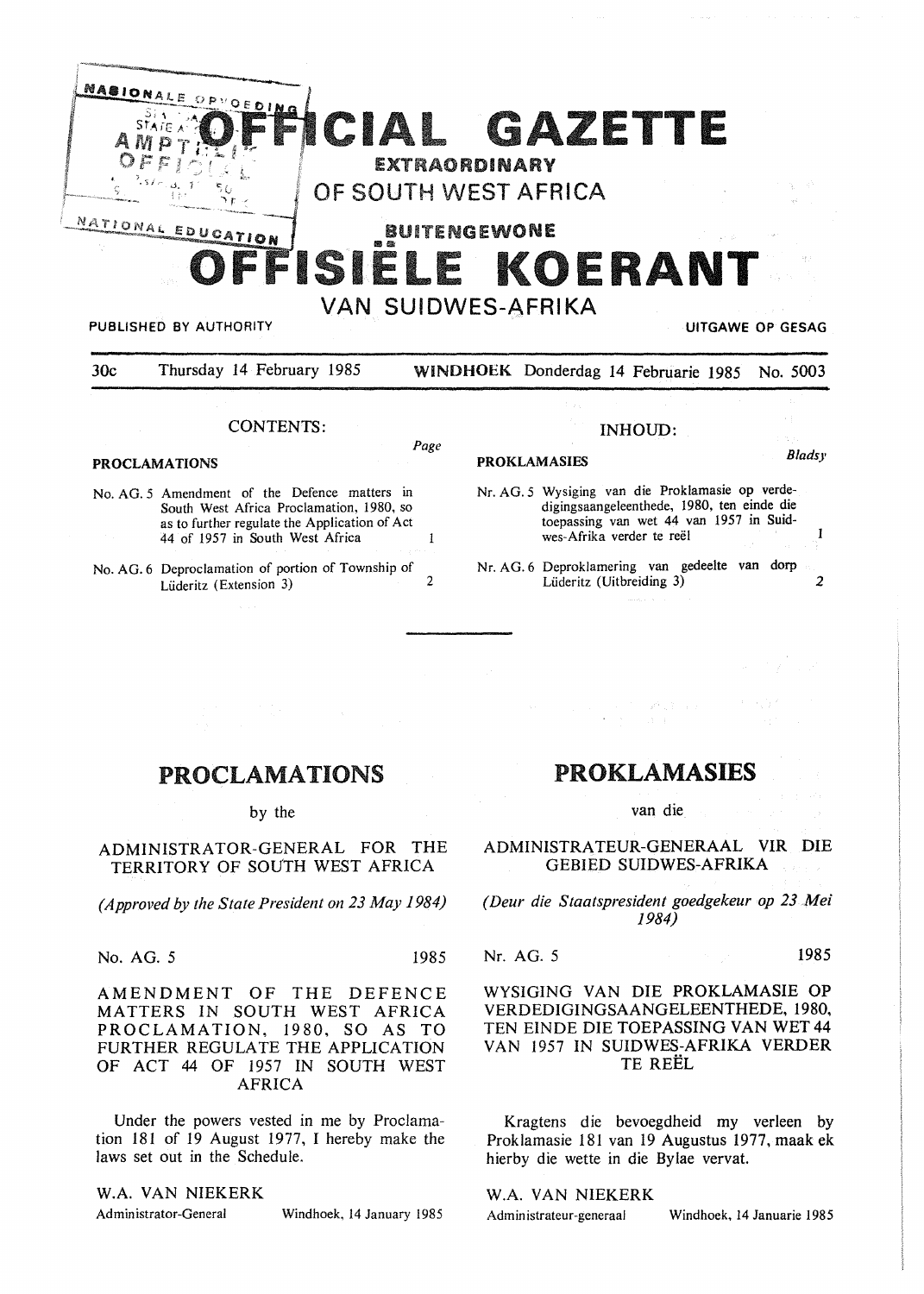# OFFICIAL GAZETTE EXTRAORDINARY OF SOUTH WEST AFRICA

# BUITENGEWONE OFFISIËLE KOERANT VAN SUIDWES-AFRIKA

PUBLISHED BY AUTHORITY — UITGAWE OP GESAG

30c — Thursday 14 February 1985 — WINDHOEK Donderdag 14 Februarie 1985 — No. 5003

## CONTENTS:

**PROCLAMATIONS** — *Page*

No. AG. 5 Amendment of the Defence matters in South West Africa Proclamation, 1980, so as to further regulate the Application of Act 44 of 1957 in South West Africa — 1

No. AG. 6 Deproclamation of portion of Township of Lüderitz (Extension 3) — 2

## INHOUD:

**PROKLAMASIES** — *Bladsy*

Nr. AG. 5 Wysiging van die Proklamasie op verdedigingsaangeleenthede, 1980, ten einde die toepassing van wet 44 van 1957 in Suidwes-Afrika verder te reël — 1

Nr. AG. 6 Deproklamering van gedeelte van dorp Lüderitz (Uitbreiding 3) — 2

---

# PROCLAMATIONS

by the

ADMINISTRATOR-GENERAL FOR THE TERRITORY OF SOUTH WEST AFRICA

*(Approved by the State President on 23 May 1984)*

No. AG. 5 — 1985

AMENDMENT OF THE DEFENCE MATTERS IN SOUTH WEST AFRICA PROCLAMATION, 1980, SO AS TO FURTHER REGULATE THE APPLICATION OF ACT 44 OF 1957 IN SOUTH WEST AFRICA

Under the powers vested in me by Proclamation 181 of 19 August 1977, I hereby make the laws set out in the Schedule.

W.A. VAN NIEKERK

Administrator-General — Windhoek, 14 January 1985

# PROKLAMASIES

van die

ADMINISTRATEUR-GENERAAL VIR DIE GEBIED SUIDWES-AFRIKA

*(Deur die Staatspresident goedgekeur op 23 Mei 1984)*

Nr. AG. 5 — 1985

WYSIGING VAN DIE PROKLAMASIE OP VERDEDIGINGSAANGELEENTHEDE, 1980, TEN EINDE DIE TOEPASSING VAN WET 44 VAN 1957 IN SUIDWES-AFRIKA VERDER TE REËL

Kragtens die bevoegdheid my verleen by Proklamasie 181 van 19 Augustus 1977, maak ek hierby die wette in die Bylae vervat.

W.A. VAN NIEKERK

Administrateur-generaal — Windhoek, 14 Januarie 1985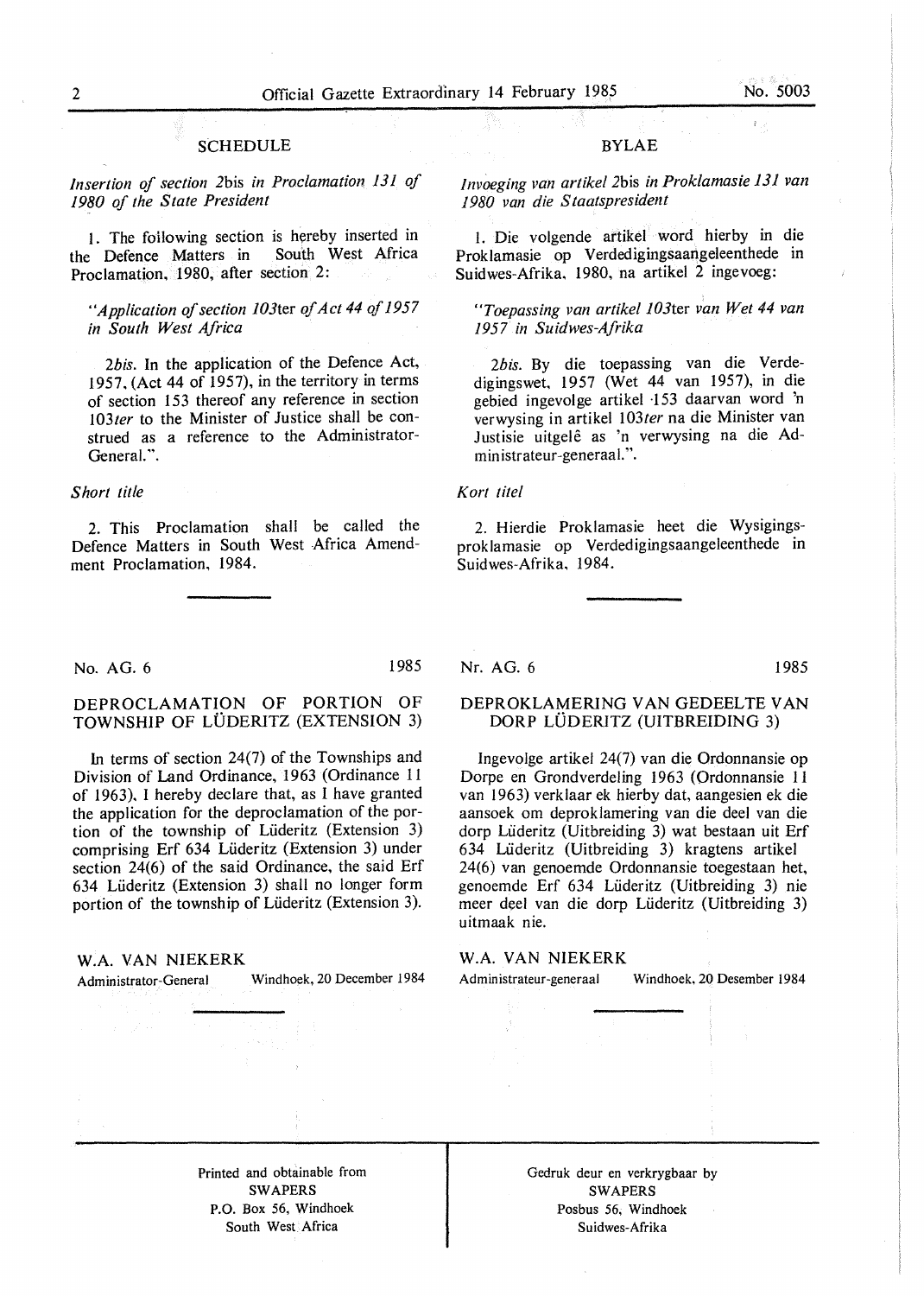## SCHEDULE

*Insertion of section 2*bis *in Proclamation 131 of 1980 of the State President*

1. The following section is hereby inserted in the Defence Matters in South West Africa Proclamation, 1980, after section 2:

*"Application of section 103*ter *of Act 44 of 1957 in South West Africa*

2*bis*. In the application of the Defence Act, 1957, (Act 44 of 1957), in the territory in terms of section 153 thereof any reference in section 103*ter* to the Minister of Justice shall be construed as a reference to the Administrator-General.".

*Short title*

2. This Proclamation shall be called the Defence Matters in South West Africa Amendment Proclamation, 1984.

## BYLAE

*Invoeging van artikel 2*bis *in Proklamasie 131 van 1980 van die Staatspresident*

1. Die volgende artikel word hierby in die Proklamasie op Verdedigingsaangeleenthede in Suidwes-Afrika, 1980, na artikel 2 ingevoeg:

*"Toepassing van artikel 103*ter *van Wet 44 van 1957 in Suidwes-Afrika*

2*bis*. By die toepassing van die Verdedigingswet, 1957 (Wet 44 van 1957), in die gebied ingevolge artikel 153 daarvan word 'n verwysing in artikel 103*ter* na die Minister van Justisie uitgelê as 'n verwysing na die Administrateur-generaal.".

*Kort titel*

2. Hierdie Proklamasie heet die Wysigingsproklamasie op Verdedigingsaangeleenthede in Suidwes-Afrika, 1984.

---

No. AG. 6 1985

## DEPROCLAMATION OF PORTION OF TOWNSHIP OF LÜDERITZ (EXTENSION 3)

In terms of section 24(7) of the Townships and Division of Land Ordinance, 1963 (Ordinance 11 of 1963), I hereby declare that, as I have granted the application for the deproclamation of the portion of the township of Lüderitz (Extension 3) comprising Erf 634 Lüderitz (Extension 3) under section 24(6) of the said Ordinance, the said Erf 634 Lüderitz (Extension 3) shall no longer form portion of the township of Lüderitz (Extension 3).

W.A. VAN NIEKERK
Administrator-General Windhoek, 20 December 1984

---

Nr. AG. 6 1985

## DEPROKLAMERING VAN GEDEELTE VAN DORP LÜDERITZ (UITBREIDING 3)

Ingevolge artikel 24(7) van die Ordonnansie op Dorpe en Grondverdeling 1963 (Ordonnansie 11 van 1963) verklaar ek hierby dat, aangesien ek die aansoek om deproklamering van die deel van die dorp Lüderitz (Uitbreiding 3) wat bestaan uit Erf 634 Lüderitz (Uitbreiding 3) kragtens artikel 24(6) van genoemde Ordonnansie toegestaan het, genoemde Erf 634 Lüderitz (Uitbreiding 3) nie meer deel van die dorp Lüderitz (Uitbreiding 3) uitmaak nie.

W.A. VAN NIEKERK
Administrateur-generaal Windhoek, 20 Desember 1984

---

Printed and obtainable from
SWAPERS
P.O. Box 56, Windhoek
South West Africa

Gedruk deur en verkrygbaar by
SWAPERS
Posbus 56, Windhoek
Suidwes-Afrika